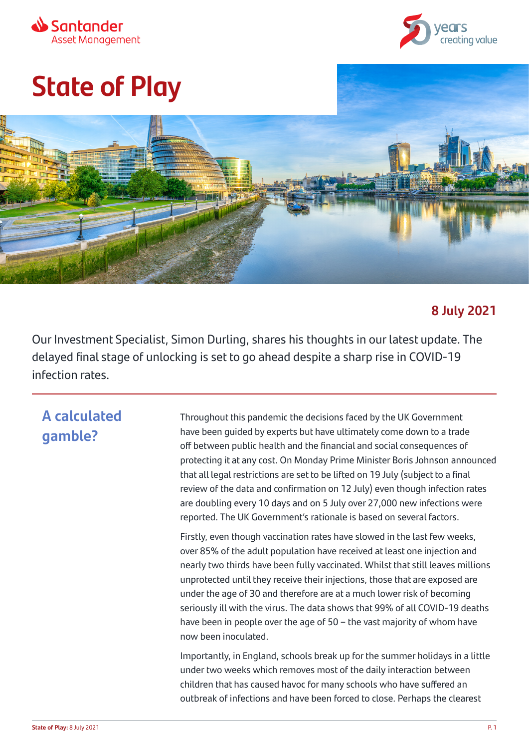# State of Play

**8 July 2021**

Our Investment Specialist, Simon Durling, shares his thoughts in our latest update. The delayed final stage of unlocking is set to go ahead despite a sharp rise in COVID-19 infection rates.

## A calculated gamble?

Throughout this pandemic the decisions faced by the UK Government have been guided by experts but have ultimately come down to a trade off between public health and the financial and social consequences of protecting it at any cost. On Monday Prime Minister Boris Johnson announced that all legal restrictions are set to be lifted on 19 July (subject to a final review of the data and confirmation on 12 July) even though infection rates are doubling every 10 days and on 5 July over 27,000 new infections were reported. The UK Government's rationale is based on several factors.

Firstly, even though vaccination rates have slowed in the last few weeks, over 85% of the adult population have received at least one injection and nearly two thirds have been fully vaccinated. Whilst that still leaves millions unprotected until they receive their injections, those that are exposed are under the age of 30 and therefore are at a much lower risk of becoming seriously ill with the virus. The data shows that 99% of all COVID-19 deaths have been in people over the age of 50 – the vast majority of whom have now been inoculated.

Importantly, in England, schools break up for the summer holidays in a little under two weeks which removes most of the daily interaction between children that has caused havoc for many schools who have suffered an outbreak of infections and have been forced to close. Perhaps the clearest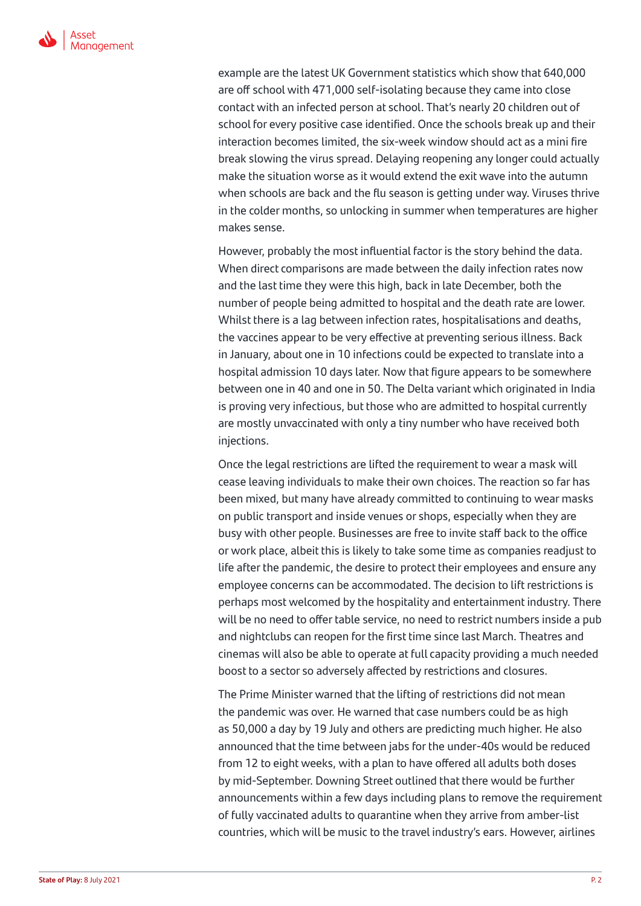example are the latest UK Government statistics which show that 640,000 are off school with 471,000 self-isolating because they came into close contact with an infected person at school. That's nearly 20 children out of school for every positive case identified. Once the schools break up and their interaction becomes limited, the six-week window should act as a mini fire break slowing the virus spread. Delaying reopening any longer could actually make the situation worse as it would extend the exit wave into the autumn when schools are back and the flu season is getting under way. Viruses thrive in the colder months, so unlocking in summer when temperatures are higher makes sense.

However, probably the most influential factor is the story behind the data. When direct comparisons are made between the daily infection rates now and the last time they were this high, back in late December, both the number of people being admitted to hospital and the death rate are lower. Whilst there is a lag between infection rates, hospitalisations and deaths, the vaccines appear to be very effective at preventing serious illness. Back in January, about one in 10 infections could be expected to translate into a hospital admission 10 days later. Now that figure appears to be somewhere between one in 40 and one in 50. The Delta variant which originated in India is proving very infectious, but those who are admitted to hospital currently are mostly unvaccinated with only a tiny number who have received both injections.

Once the legal restrictions are lifted the requirement to wear a mask will cease leaving individuals to make their own choices. The reaction so far has been mixed, but many have already committed to continuing to wear masks on public transport and inside venues or shops, especially when they are busy with other people. Businesses are free to invite staff back to the office or work place, albeit this is likely to take some time as companies readjust to life after the pandemic, the desire to protect their employees and ensure any employee concerns can be accommodated. The decision to lift restrictions is perhaps most welcomed by the hospitality and entertainment industry. There will be no need to offer table service, no need to restrict numbers inside a pub and nightclubs can reopen for the first time since last March. Theatres and cinemas will also be able to operate at full capacity providing a much needed boost to a sector so adversely affected by restrictions and closures.

The Prime Minister warned that the lifting of restrictions did not mean the pandemic was over. He warned that case numbers could be as high as 50,000 a day by 19 July and others are predicting much higher. He also announced that the time between jabs for the under-40s would be reduced from 12 to eight weeks, with a plan to have offered all adults both doses by mid-September. Downing Street outlined that there would be further announcements within a few days including plans to remove the requirement of fully vaccinated adults to quarantine when they arrive from amber-list countries, which will be music to the travel industry's ears. However, airlines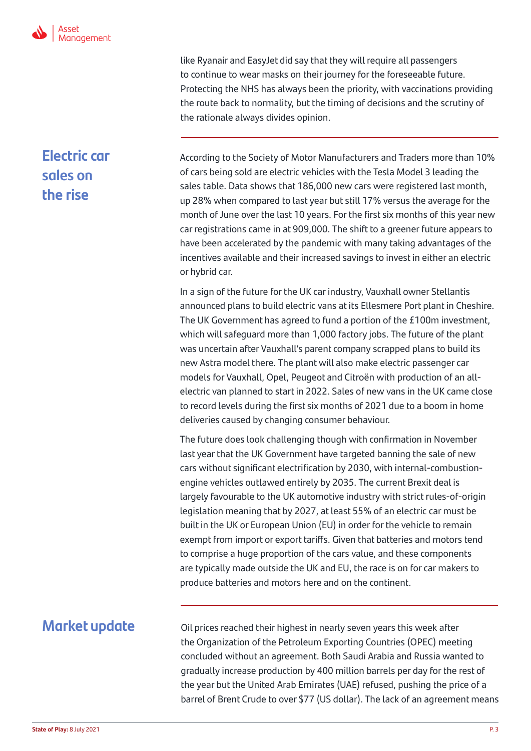like Ryanair and EasyJet did say that they will require all passengers to continue to wear masks on their journey for the foreseeable future. Protecting the NHS has always been the priority, with vaccinations providing the route back to normality, but the timing of decisions and the scrutiny of the rationale always divides opinion.

---

## Electric car sales on the rise

According to the Society of Motor Manufacturers and Traders more than 10% of cars being sold are electric vehicles with the Tesla Model 3 leading the sales table. Data shows that 186,000 new cars were registered last month, up 28% when compared to last year but still 17% versus the average for the month of June over the last 10 years. For the first six months of this year new car registrations came in at 909,000. The shift to a greener future appears to have been accelerated by the pandemic with many taking advantages of the incentives available and their increased savings to invest in either an electric or hybrid car.

In a sign of the future for the UK car industry, Vauxhall owner Stellantis announced plans to build electric vans at its Ellesmere Port plant in Cheshire. The UK Government has agreed to fund a portion of the £100m investment, which will safeguard more than 1,000 factory jobs. The future of the plant was uncertain after Vauxhall's parent company scrapped plans to build its new Astra model there. The plant will also make electric passenger car models for Vauxhall, Opel, Peugeot and Citroën with production of an all-electric van planned to start in 2022. Sales of new vans in the UK came close to record levels during the first six months of 2021 due to a boom in home deliveries caused by changing consumer behaviour.

The future does look challenging though with confirmation in November last year that the UK Government have targeted banning the sale of new cars without significant electrification by 2030, with internal-combustion-engine vehicles outlawed entirely by 2035. The current Brexit deal is largely favourable to the UK automotive industry with strict rules-of-origin legislation meaning that by 2027, at least 55% of an electric car must be built in the UK or European Union (EU) in order for the vehicle to remain exempt from import or export tariffs. Given that batteries and motors tend to comprise a huge proportion of the cars value, and these components are typically made outside the UK and EU, the race is on for car makers to produce batteries and motors here and on the continent.

---

## Market update

Oil prices reached their highest in nearly seven years this week after the Organization of the Petroleum Exporting Countries (OPEC) meeting concluded without an agreement. Both Saudi Arabia and Russia wanted to gradually increase production by 400 million barrels per day for the rest of the year but the United Arab Emirates (UAE) refused, pushing the price of a barrel of Brent Crude to over $77 (US dollar). The lack of an agreement means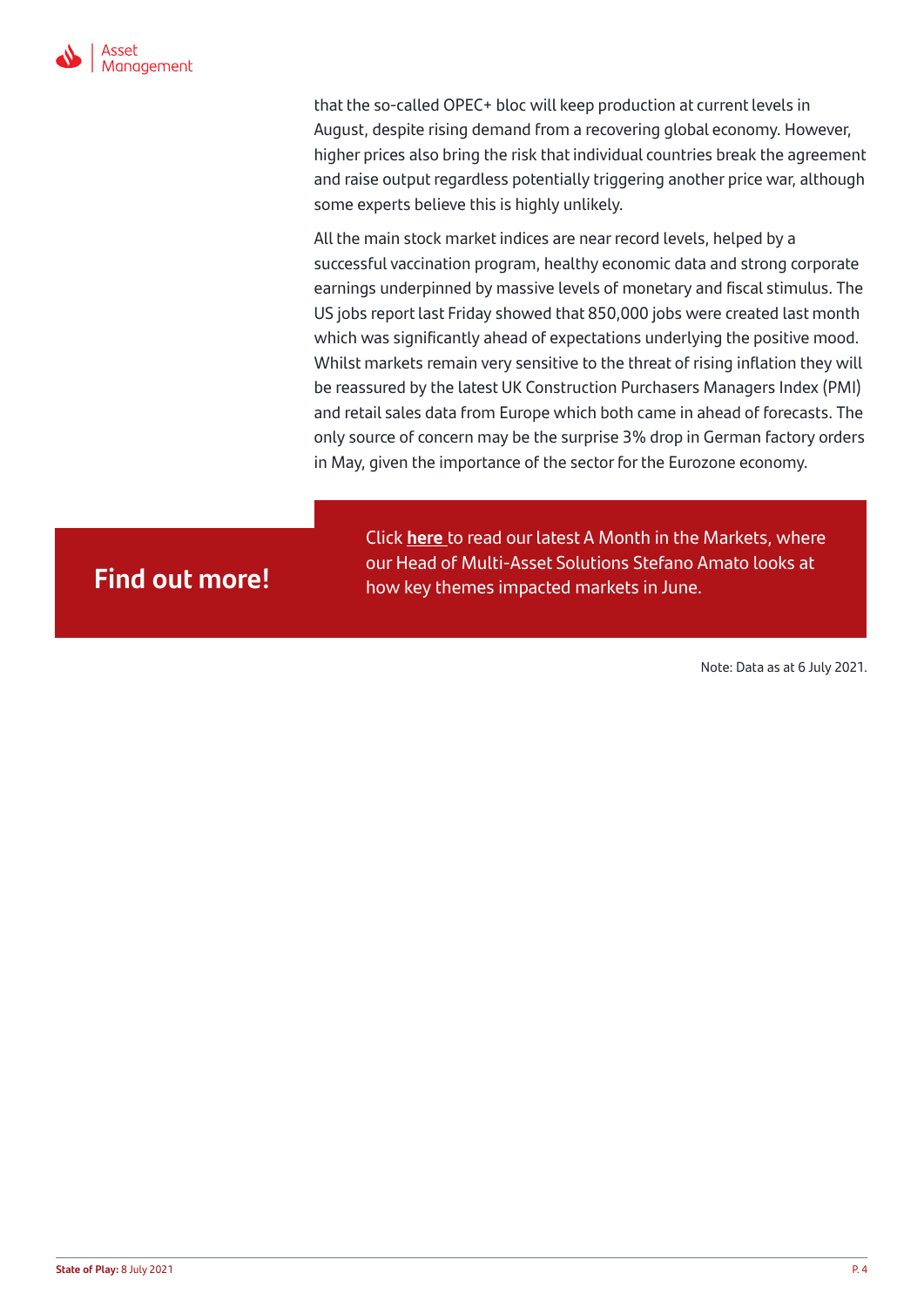that the so-called OPEC+ bloc will keep production at current levels in August, despite rising demand from a recovering global economy. However, higher prices also bring the risk that individual countries break the agreement and raise output regardless potentially triggering another price war, although some experts believe this is highly unlikely.

All the main stock market indices are near record levels, helped by a successful vaccination program, healthy economic data and strong corporate earnings underpinned by massive levels of monetary and fiscal stimulus. The US jobs report last Friday showed that 850,000 jobs were created last month which was significantly ahead of expectations underlying the positive mood. Whilst markets remain very sensitive to the threat of rising inflation they will be reassured by the latest UK Construction Purchasers Managers Index (PMI) and retail sales data from Europe which both came in ahead of forecasts. The only source of concern may be the surprise 3% drop in German factory orders in May, given the importance of the sector for the Eurozone economy.

## Find out more!

Click **here** to read our latest A Month in the Markets, where our Head of Multi-Asset Solutions Stefano Amato looks at how key themes impacted markets in June.

Note: Data as at 6 July 2021.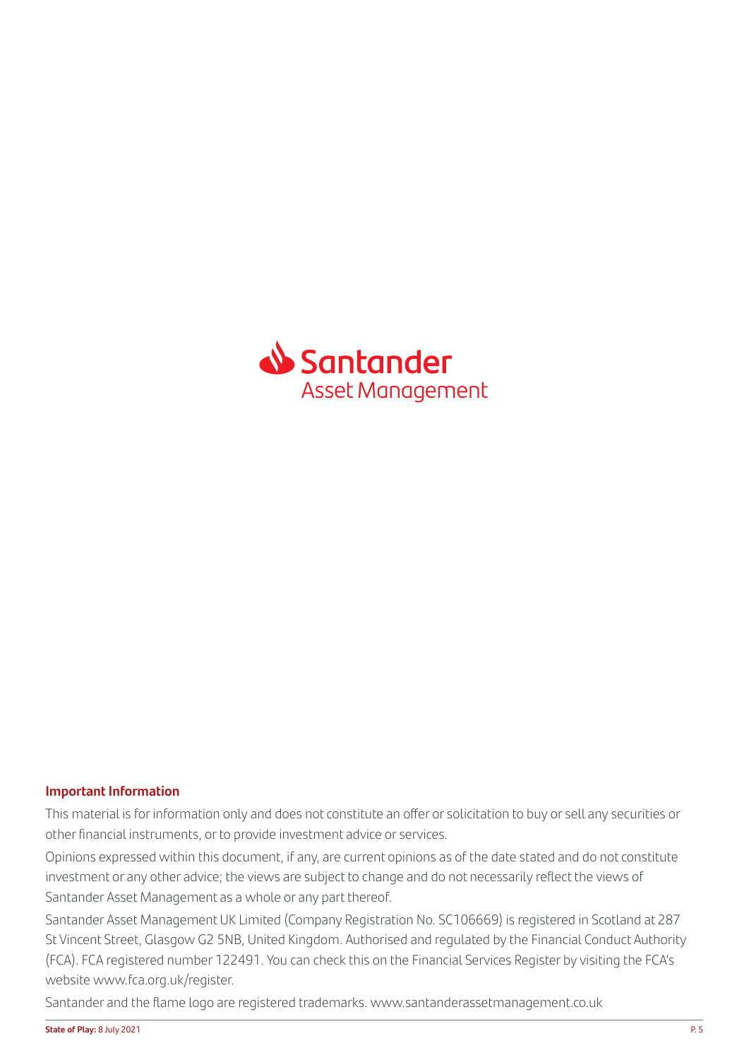Santander
Asset Management

## Important Information

This material is for information only and does not constitute an offer or solicitation to buy or sell any securities or other financial instruments, or to provide investment advice or services.

Opinions expressed within this document, if any, are current opinions as of the date stated and do not constitute investment or any other advice; the views are subject to change and do not necessarily reflect the views of Santander Asset Management as a whole or any part thereof.

Santander Asset Management UK Limited (Company Registration No. SC106669) is registered in Scotland at 287 St Vincent Street, Glasgow G2 5NB, United Kingdom. Authorised and regulated by the Financial Conduct Authority (FCA). FCA registered number 122491. You can check this on the Financial Services Register by visiting the FCA's website www.fca.org.uk/register.

Santander and the flame logo are registered trademarks. www.santanderassetmanagement.co.uk